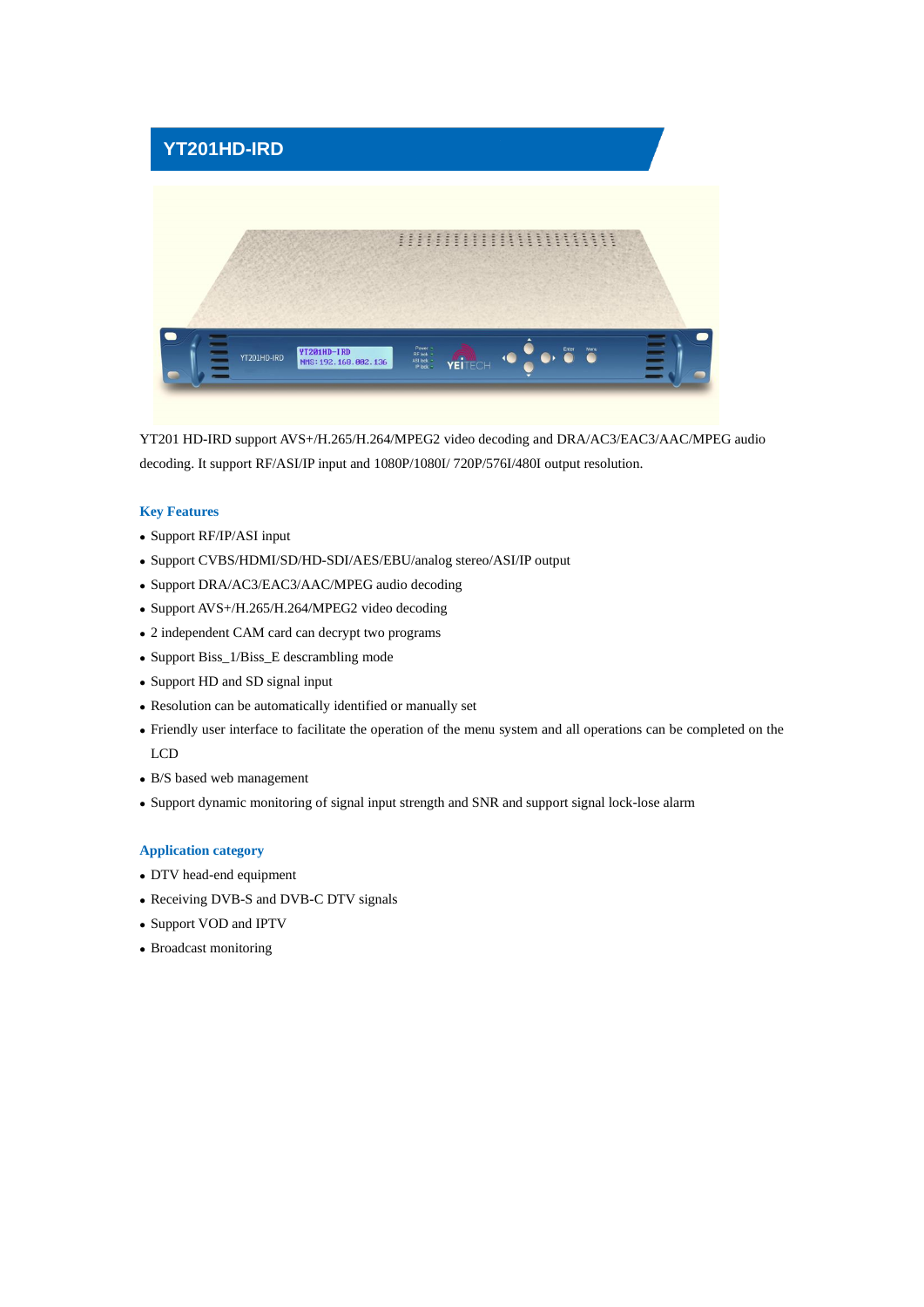# YT201HD-IRD

YT201 HD-IRD support AVS+/H.265/H.264/MPEG2 video decoding and DRA/AC3/EAC3/AAC/MPEG audio decoding. It support RF/ASI/IP input and 1080P/1080I/ 720P/576I/480I output resolution.

## Key Features

- Support RF/IP/ASI input
- Support CVBS/HDMI/SD/HD-SDI/AES/EBU/analog stereo/ASI/IP output
- Support DRA/AC3/EAC3/AAC/MPEG audio decoding
- Support AVS+/H.265/H.264/MPEG2 video decoding
- 2 independent CAM card can decrypt two programs
- Support Biss_1/Biss_E descrambling mode
- Support HD and SD signal input
- Resolution can be automatically identified or manually set
- Friendly user interface to facilitate the operation of the menu system and all operations can be completed on the LCD
- B/S based web management
- Support dynamic monitoring of signal input strength and SNR and support signal lock-lose alarm

## Application category

- DTV head-end equipment
- Receiving DVB-S and DVB-C DTV signals
- Support VOD and IPTV
- Broadcast monitoring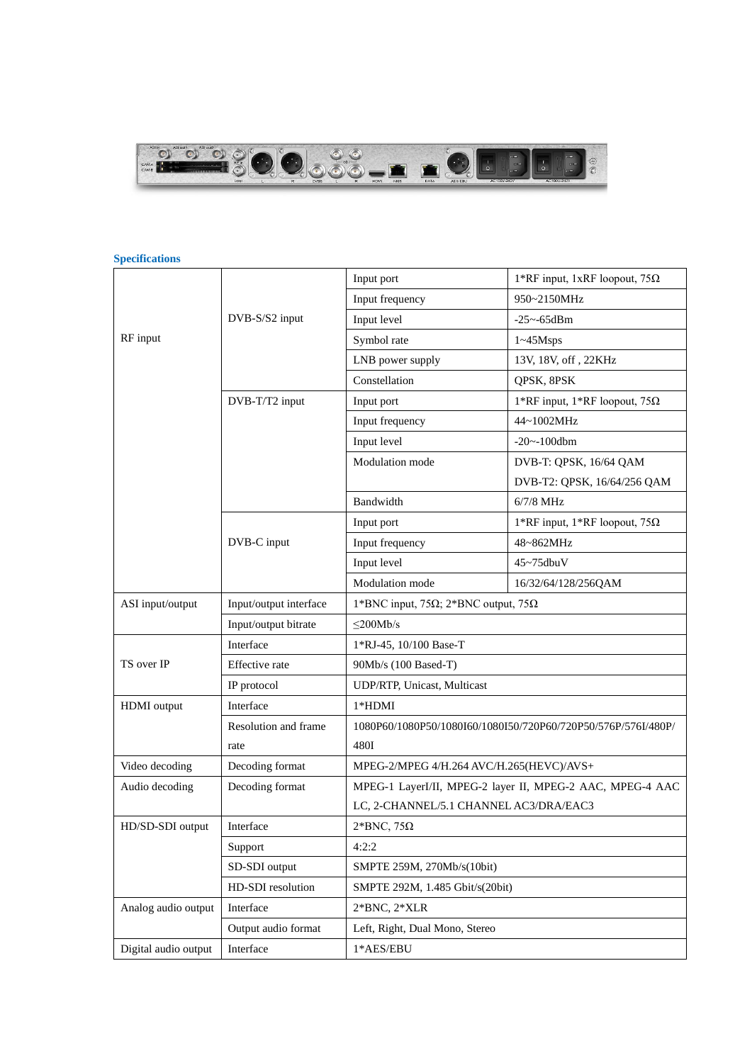### Specifications

| | | | |
|---|---|---|---|
| RF input | DVB-S/S2 input | Input port | 1*RF input, 1xRF loopout, 75Ω |
| | | Input frequency | 950~2150MHz |
| | | Input level | -25~-65dBm |
| | | Symbol rate | 1~45Msps |
| | | LNB power supply | 13V, 18V, off , 22KHz |
| | | Constellation | QPSK, 8PSK |
| | DVB-T/T2 input | Input port | 1*RF input, 1*RF loopout, 75Ω |
| | | Input frequency | 44~1002MHz |
| | | Input level | -20~-100dbm |
| | | Modulation mode | DVB-T: QPSK, 16/64 QAM<br>DVB-T2: QPSK, 16/64/256 QAM |
| | | Bandwidth | 6/7/8 MHz |
| | DVB-C input | Input port | 1*RF input, 1*RF loopout, 75Ω |
| | | Input frequency | 48~862MHz |
| | | Input level | 45~75dbuV |
| | | Modulation mode | 16/32/64/128/256QAM |
| ASI input/output | Input/output interface | 1*BNC input, 75Ω; 2*BNC output, 75Ω | |
| | Input/output bitrate | ≤200Mb/s | |
| TS over IP | Interface | 1*RJ-45, 10/100 Base-T | |
| | Effective rate | 90Mb/s (100 Based-T) | |
| | IP protocol | UDP/RTP, Unicast, Multicast | |
| HDMI output | Interface | 1*HDMI | |
| | Resolution and frame rate | 1080P60/1080P50/1080I60/1080I50/720P60/720P50/576P/576I/480P/480I | |
| Video decoding | Decoding format | MPEG-2/MPEG 4/H.264 AVC/H.265(HEVC)/AVS+ | |
| Audio decoding | Decoding format | MPEG-1 LayerI/II, MPEG-2 layer II, MPEG-2 AAC, MPEG-4 AAC LC, 2-CHANNEL/5.1 CHANNEL AC3/DRA/EAC3 | |
| HD/SD-SDI output | Interface | 2*BNC, 75Ω | |
| | Support | 4:2:2 | |
| | SD-SDI output | SMPTE 259M, 270Mb/s(10bit) | |
| | HD-SDI resolution | SMPTE 292M, 1.485 Gbit/s(20bit) | |
| Analog audio output | Interface | 2*BNC, 2*XLR | |
| | Output audio format | Left, Right, Dual Mono, Stereo | |
| Digital audio output | Interface | 1*AES/EBU | |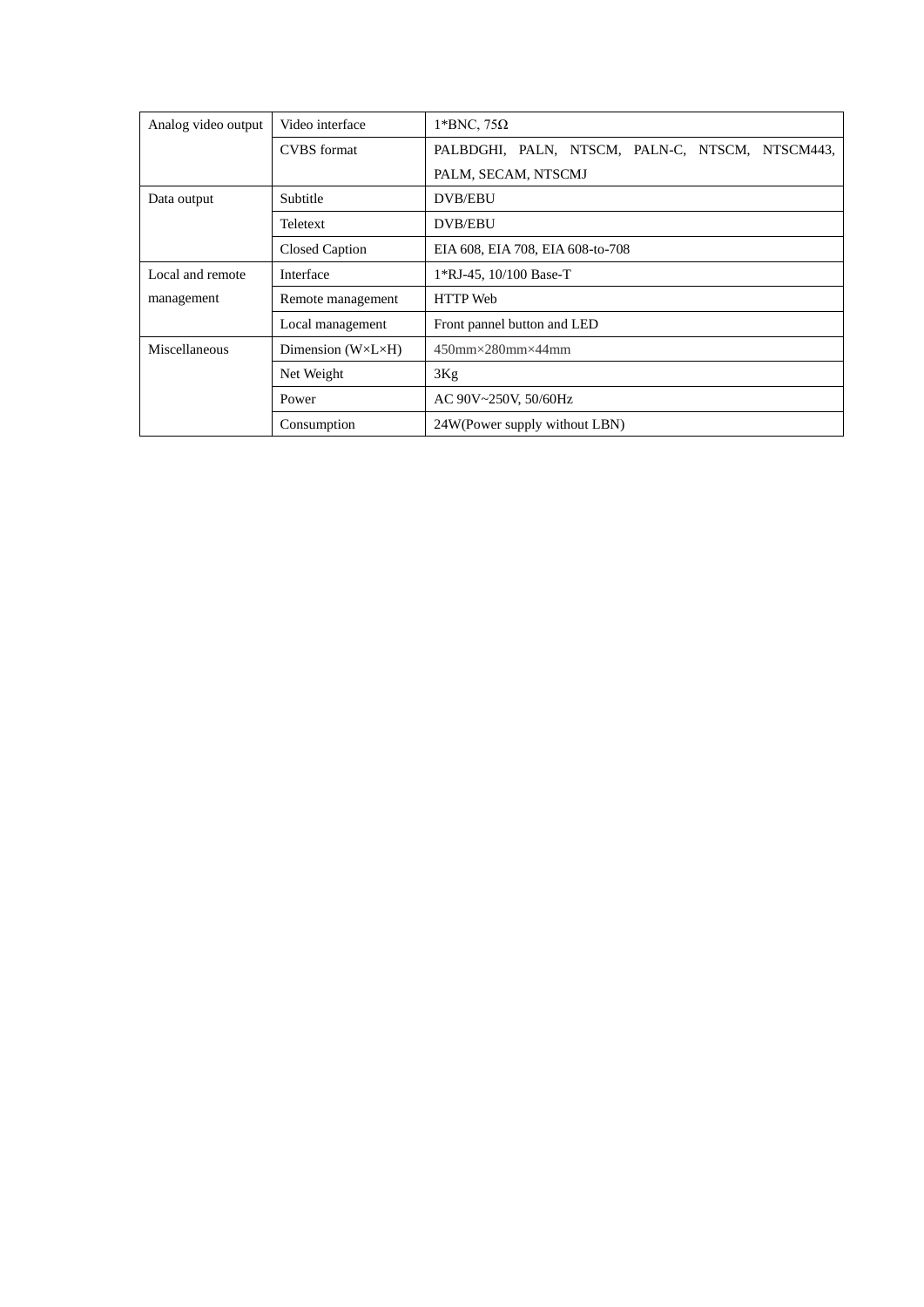| | | |
|---|---|---|
| Analog video output | Video interface | 1*BNC, 75Ω |
| | CVBS format | PALBDGHI, PALN, NTSCM, PALN-C, NTSCM, NTSCM443, PALM, SECAM, NTSCMJ |
| Data output | Subtitle | DVB/EBU |
| | Teletext | DVB/EBU |
| | Closed Caption | EIA 608, EIA 708, EIA 608-to-708 |
| Local and remote management | Interface | 1*RJ-45, 10/100 Base-T |
| | Remote management | HTTP Web |
| | Local management | Front pannel button and LED |
| Miscellaneous | Dimension (W×L×H) | 450mm×280mm×44mm |
| | Net Weight | 3Kg |
| | Power | AC 90V~250V, 50/60Hz |
| | Consumption | 24W(Power supply without LBN) |